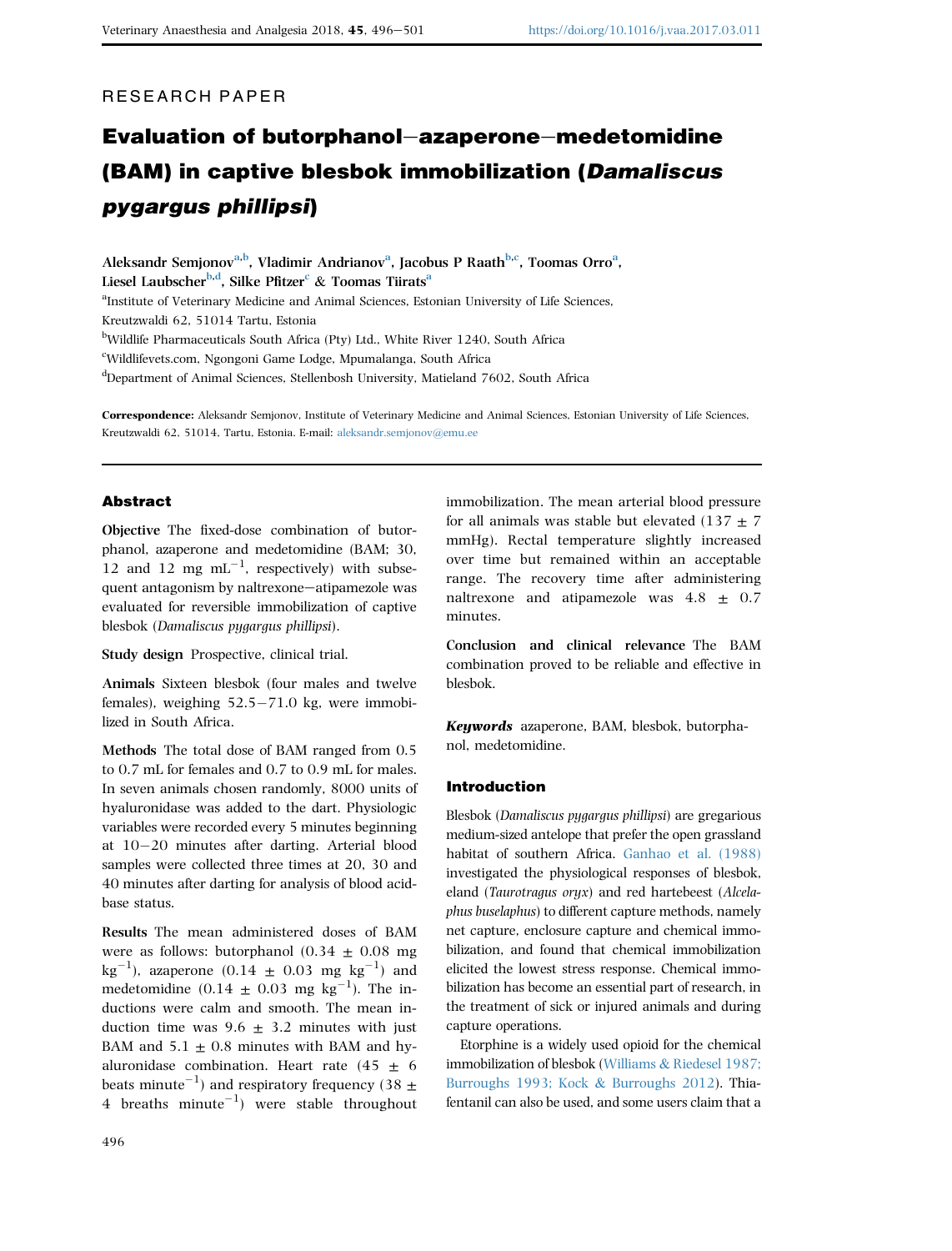RESEARCH PAPER

# Evaluation of butorphanol–azaperone–medetomidine (BAM) in captive blesbok immobilization (*Damaliscus pygargus phillipsi*)

**Aleksandr Semjonov[a,b], Vladimir Andrianov[a], Jacobus P Raath[b,c], Toomas Orro[a], Liesel Laubscher[b,d], Silke Pfitzer[c] & Toomas Tiirats[a]**

[a]Institute of Veterinary Medicine and Animal Sciences, Estonian University of Life Sciences, Kreutzwaldi 62, 51014 Tartu, Estonia

[b]Wildlife Pharmaceuticals South Africa (Pty) Ltd., White River 1240, South Africa

[c]Wildlifevets.com, Ngongoni Game Lodge, Mpumalanga, South Africa

[d]Department of Animal Sciences, Stellenbosh University, Matieland 7602, South Africa

**Correspondence:** Aleksandr Semjonov, Institute of Veterinary Medicine and Animal Sciences, Estonian University of Life Sciences, Kreutzwaldi 62, 51014, Tartu, Estonia. E-mail: aleksandr.semjonov@emu.ee

## Abstract

**Objective** The fixed-dose combination of butorphanol, azaperone and medetomidine (BAM; 30, 12 and 12 mg mL$^{-1}$, respectively) with subsequent antagonism by naltrexone–atipamezole was evaluated for reversible immobilization of captive blesbok (*Damaliscus pygargus phillipsi*).

**Study design** Prospective, clinical trial.

**Animals** Sixteen blesbok (four males and twelve females), weighing 52.5–71.0 kg, were immobilized in South Africa.

**Methods** The total dose of BAM ranged from 0.5 to 0.7 mL for females and 0.7 to 0.9 mL for males. In seven animals chosen randomly, 8000 units of hyaluronidase was added to the dart. Physiologic variables were recorded every 5 minutes beginning at 10–20 minutes after darting. Arterial blood samples were collected three times at 20, 30 and 40 minutes after darting for analysis of blood acid-base status.

**Results** The mean administered doses of BAM were as follows: butorphanol (0.34 ± 0.08 mg kg$^{-1}$), azaperone (0.14 ± 0.03 mg kg$^{-1}$) and medetomidine (0.14 ± 0.03 mg kg$^{-1}$). The inductions were calm and smooth. The mean induction time was 9.6 ± 3.2 minutes with just BAM and 5.1 ± 0.8 minutes with BAM and hyaluronidase combination. Heart rate (45 ± 6 beats minute$^{-1}$) and respiratory frequency (38 ± 4 breaths minute$^{-1}$) were stable throughout immobilization. The mean arterial blood pressure for all animals was stable but elevated (137 ± 7 mmHg). Rectal temperature slightly increased over time but remained within an acceptable range. The recovery time after administering naltrexone and atipamezole was 4.8 ± 0.7 minutes.

**Conclusion and clinical relevance** The BAM combination proved to be reliable and effective in blesbok.

***Keywords*** azaperone, BAM, blesbok, butorphanol, medetomidine.

## Introduction

Blesbok (*Damaliscus pygargus phillipsi*) are gregarious medium-sized antelope that prefer the open grassland habitat of southern Africa. Ganhao et al. (1988) investigated the physiological responses of blesbok, eland (*Taurotragus oryx*) and red hartebeest (*Alcelaphus buselaphus*) to different capture methods, namely net capture, enclosure capture and chemical immobilization, and found that chemical immobilization elicited the lowest stress response. Chemical immobilization has become an essential part of research, in the treatment of sick or injured animals and during capture operations.

Etorphine is a widely used opioid for the chemical immobilization of blesbok (Williams & Riedesel 1987; Burroughs 1993; Kock & Burroughs 2012). Thiafentanil can also be used, and some users claim that a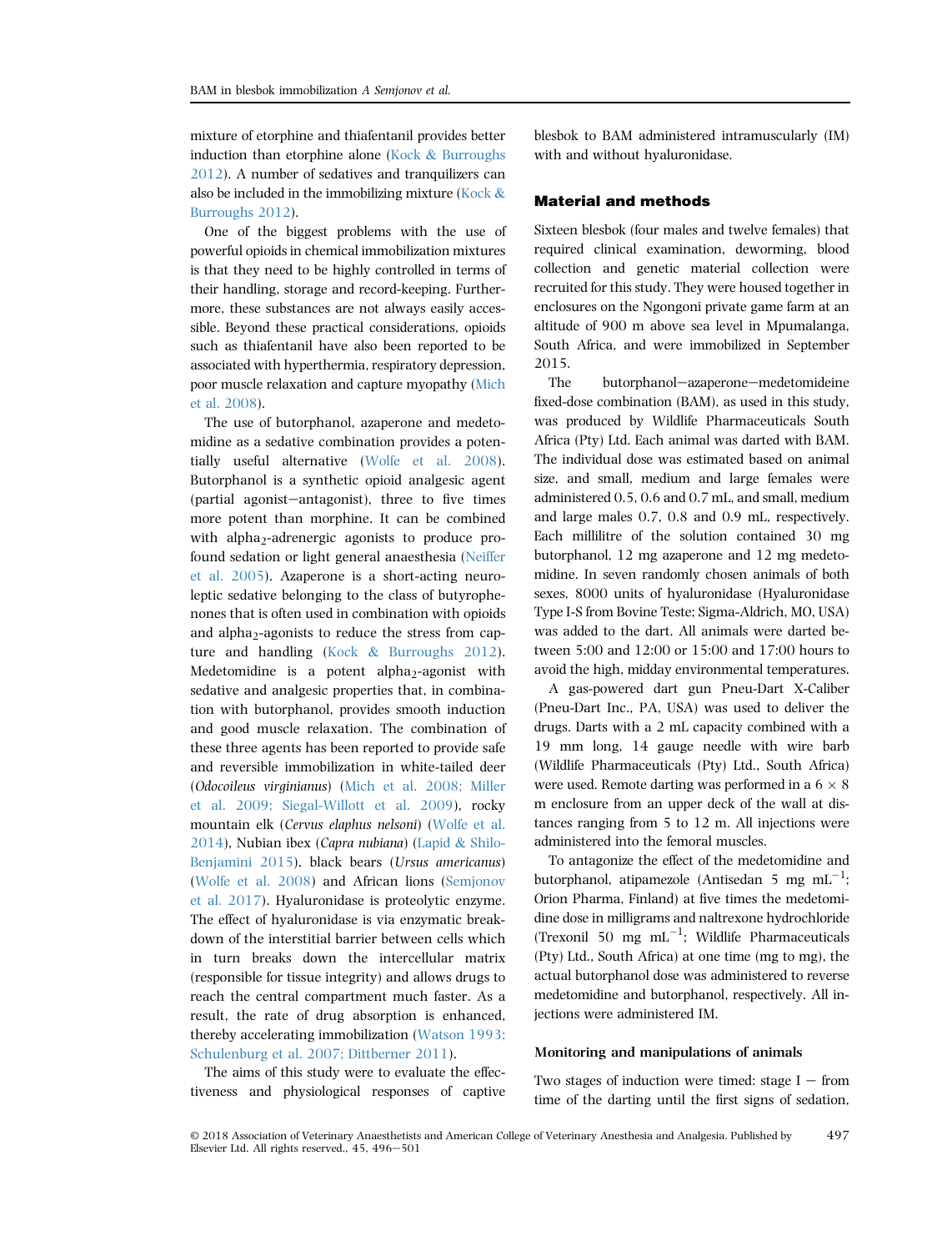mixture of etorphine and thiafentanil provides better induction than etorphine alone (Kock & Burroughs 2012). A number of sedatives and tranquilizers can also be included in the immobilizing mixture (Kock & Burroughs 2012).

One of the biggest problems with the use of powerful opioids in chemical immobilization mixtures is that they need to be highly controlled in terms of their handling, storage and record-keeping. Furthermore, these substances are not always easily accessible. Beyond these practical considerations, opioids such as thiafentanil have also been reported to be associated with hyperthermia, respiratory depression, poor muscle relaxation and capture myopathy (Mich et al. 2008).

The use of butorphanol, azaperone and medetomidine as a sedative combination provides a potentially useful alternative (Wolfe et al. 2008). Butorphanol is a synthetic opioid analgesic agent (partial agonist–antagonist), three to five times more potent than morphine. It can be combined with alpha$_2$-adrenergic agonists to produce profound sedation or light general anaesthesia (Neiffer et al. 2005). Azaperone is a short-acting neuroleptic sedative belonging to the class of butyrophenones that is often used in combination with opioids and alpha$_2$-agonists to reduce the stress from capture and handling (Kock & Burroughs 2012). Medetomidine is a potent alpha$_2$-agonist with sedative and analgesic properties that, in combination with butorphanol, provides smooth induction and good muscle relaxation. The combination of these three agents has been reported to provide safe and reversible immobilization in white-tailed deer (*Odocoileus virginianus*) (Mich et al. 2008; Miller et al. 2009; Siegal-Willott et al. 2009), rocky mountain elk (*Cervus elaphus nelsoni*) (Wolfe et al. 2014), Nubian ibex (*Capra nubiana*) (Lapid & Shilo-Benjamini 2015), black bears (*Ursus americanus*) (Wolfe et al. 2008) and African lions (Semjonov et al. 2017). Hyaluronidase is proteolytic enzyme. The effect of hyaluronidase is via enzymatic breakdown of the interstitial barrier between cells which in turn breaks down the intercellular matrix (responsible for tissue integrity) and allows drugs to reach the central compartment much faster. As a result, the rate of drug absorption is enhanced, thereby accelerating immobilization (Watson 1993; Schulenburg et al. 2007; Dittberner 2011).

The aims of this study were to evaluate the effectiveness and physiological responses of captive blesbok to BAM administered intramuscularly (IM) with and without hyaluronidase.

## Material and methods

Sixteen blesbok (four males and twelve females) that required clinical examination, deworming, blood collection and genetic material collection were recruited for this study. They were housed together in enclosures on the Ngongoni private game farm at an altitude of 900 m above sea level in Mpumalanga, South Africa, and were immobilized in September 2015.

The butorphanol–azaperone–medetomideine fixed-dose combination (BAM), as used in this study, was produced by Wildlife Pharmaceuticals South Africa (Pty) Ltd. Each animal was darted with BAM. The individual dose was estimated based on animal size, and small, medium and large females were administered 0.5, 0.6 and 0.7 mL, and small, medium and large males 0.7, 0.8 and 0.9 mL, respectively. Each millilitre of the solution contained 30 mg butorphanol, 12 mg azaperone and 12 mg medetomidine. In seven randomly chosen animals of both sexes, 8000 units of hyaluronidase (Hyaluronidase Type I-S from Bovine Teste; Sigma-Aldrich, MO, USA) was added to the dart. All animals were darted between 5:00 and 12:00 or 15:00 and 17:00 hours to avoid the high, midday environmental temperatures.

A gas-powered dart gun Pneu-Dart X-Caliber (Pneu-Dart Inc., PA, USA) was used to deliver the drugs. Darts with a 2 mL capacity combined with a 19 mm long, 14 gauge needle with wire barb (Wildlife Pharmaceuticals (Pty) Ltd., South Africa) were used. Remote darting was performed in a 6 × 8 m enclosure from an upper deck of the wall at distances ranging from 5 to 12 m. All injections were administered into the femoral muscles.

To antagonize the effect of the medetomidine and butorphanol, atipamezole (Antisedan 5 mg mL$^{-1}$; Orion Pharma, Finland) at five times the medetomidine dose in milligrams and naltrexone hydrochloride (Trexonil 50 mg mL$^{-1}$; Wildlife Pharmaceuticals (Pty) Ltd., South Africa) at one time (mg to mg), the actual butorphanol dose was administered to reverse medetomidine and butorphanol, respectively. All injections were administered IM.

### Monitoring and manipulations of animals

Two stages of induction were timed: stage I – from time of the darting until the first signs of sedation,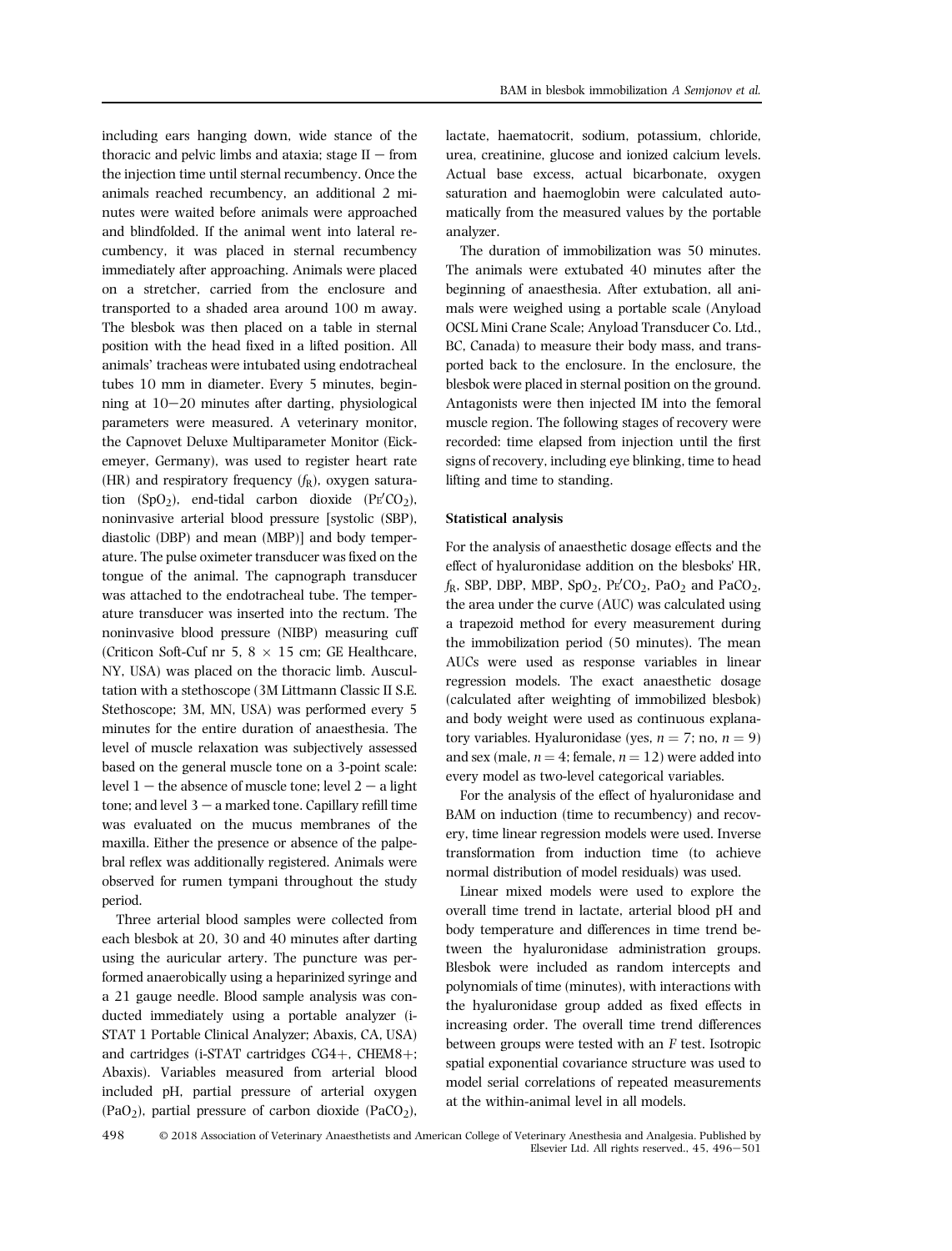including ears hanging down, wide stance of the thoracic and pelvic limbs and ataxia; stage II – from the injection time until sternal recumbency. Once the animals reached recumbency, an additional 2 minutes were waited before animals were approached and blindfolded. If the animal went into lateral recumbency, it was placed in sternal recumbency immediately after approaching. Animals were placed on a stretcher, carried from the enclosure and transported to a shaded area around 100 m away. The blesbok was then placed on a table in sternal position with the head fixed in a lifted position. All animals' tracheas were intubated using endotracheal tubes 10 mm in diameter. Every 5 minutes, beginning at 10–20 minutes after darting, physiological parameters were measured. A veterinary monitor, the Capnovet Deluxe Multiparameter Monitor (Eickemeyer, Germany), was used to register heart rate (HR) and respiratory frequency ($f_R$), oxygen saturation ($SpO_2$), end-tidal carbon dioxide ($Pe'CO_2$), noninvasive arterial blood pressure [systolic (SBP), diastolic (DBP) and mean (MBP)] and body temperature. The pulse oximeter transducer was fixed on the tongue of the animal. The capnograph transducer was attached to the endotracheal tube. The temperature transducer was inserted into the rectum. The noninvasive blood pressure (NIBP) measuring cuff (Criticon Soft-Cuf nr 5, 8 × 15 cm; GE Healthcare, NY, USA) was placed on the thoracic limb. Auscultation with a stethoscope (3M Littmann Classic II S.E. Stethoscope; 3M, MN, USA) was performed every 5 minutes for the entire duration of anaesthesia. The level of muscle relaxation was subjectively assessed based on the general muscle tone on a 3-point scale: level 1 – the absence of muscle tone; level 2 – a light tone; and level 3 – a marked tone. Capillary refill time was evaluated on the mucus membranes of the maxilla. Either the presence or absence of the palpebral reflex was additionally registered. Animals were observed for rumen tympani throughout the study period.

Three arterial blood samples were collected from each blesbok at 20, 30 and 40 minutes after darting using the auricular artery. The puncture was performed anaerobically using a heparinized syringe and a 21 gauge needle. Blood sample analysis was conducted immediately using a portable analyzer (i-STAT 1 Portable Clinical Analyzer; Abaxis, CA, USA) and cartridges (i-STAT cartridges CG4+, CHEM8+; Abaxis). Variables measured from arterial blood included pH, partial pressure of arterial oxygen ($PaO_2$), partial pressure of carbon dioxide ($PaCO_2$), lactate, haematocrit, sodium, potassium, chloride, urea, creatinine, glucose and ionized calcium levels. Actual base excess, actual bicarbonate, oxygen saturation and haemoglobin were calculated automatically from the measured values by the portable analyzer.

The duration of immobilization was 50 minutes. The animals were extubated 40 minutes after the beginning of anaesthesia. After extubation, all animals were weighed using a portable scale (Anyload OCSL Mini Crane Scale; Anyload Transducer Co. Ltd., BC, Canada) to measure their body mass, and transported back to the enclosure. In the enclosure, the blesbok were placed in sternal position on the ground. Antagonists were then injected IM into the femoral muscle region. The following stages of recovery were recorded: time elapsed from injection until the first signs of recovery, including eye blinking, time to head lifting and time to standing.

### Statistical analysis

For the analysis of anaesthetic dosage effects and the effect of hyaluronidase addition on the blesboks' HR, $f_R$, SBP, DBP, MBP, $SpO_2$, $Pe'CO_2$, $PaO_2$ and $PaCO_2$, the area under the curve (AUC) was calculated using a trapezoid method for every measurement during the immobilization period (50 minutes). The mean AUCs were used as response variables in linear regression models. The exact anaesthetic dosage (calculated after weighting of immobilized blesbok) and body weight were used as continuous explanatory variables. Hyaluronidase (yes, $n = 7$; no, $n = 9$) and sex (male, $n = 4$; female, $n = 12$) were added into every model as two-level categorical variables.

For the analysis of the effect of hyaluronidase and BAM on induction (time to recumbency) and recovery, time linear regression models were used. Inverse transformation from induction time (to achieve normal distribution of model residuals) was used.

Linear mixed models were used to explore the overall time trend in lactate, arterial blood pH and body temperature and differences in time trend between the hyaluronidase administration groups. Blesbok were included as random intercepts and polynomials of time (minutes), with interactions with the hyaluronidase group added as fixed effects in increasing order. The overall time trend differences between groups were tested with an *F* test. Isotropic spatial exponential covariance structure was used to model serial correlations of repeated measurements at the within-animal level in all models.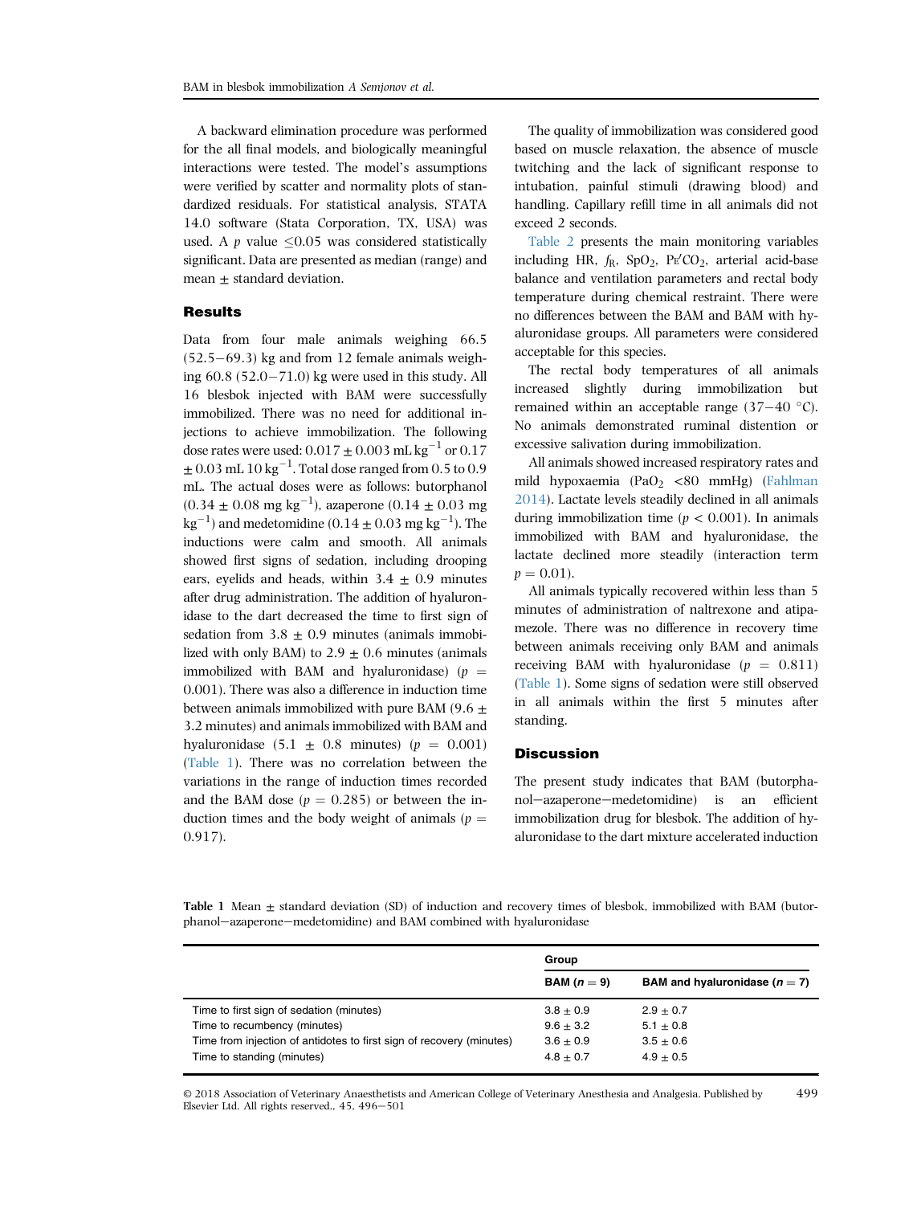A backward elimination procedure was performed for the all final models, and biologically meaningful interactions were tested. The model's assumptions were verified by scatter and normality plots of standardized residuals. For statistical analysis, STATA 14.0 software (Stata Corporation, TX, USA) was used. A $p$ value $\leq$0.05 was considered statistically significant. Data are presented as median (range) and mean ± standard deviation.

## Results

Data from four male animals weighing 66.5 (52.5−69.3) kg and from 12 female animals weighing 60.8 (52.0−71.0) kg were used in this study. All 16 blesbok injected with BAM were successfully immobilized. There was no need for additional injections to achieve immobilization. The following dose rates were used: 0.017 ± 0.003 mL $kg^{-1}$ or 0.17 ± 0.03 mL 10 $kg^{-1}$. Total dose ranged from 0.5 to 0.9 mL. The actual doses were as follows: butorphanol (0.34 ± 0.08 mg $kg^{-1}$), azaperone (0.14 ± 0.03 mg $kg^{-1}$) and medetomidine (0.14 ± 0.03 mg $kg^{-1}$). The inductions were calm and smooth. All animals showed first signs of sedation, including drooping ears, eyelids and heads, within 3.4 ± 0.9 minutes after drug administration. The addition of hyaluronidase to the dart decreased the time to first sign of sedation from 3.8 ± 0.9 minutes (animals immobilized with only BAM) to 2.9 ± 0.6 minutes (animals immobilized with BAM and hyaluronidase) ($p$ = 0.001). There was also a difference in induction time between animals immobilized with pure BAM (9.6 ± 3.2 minutes) and animals immobilized with BAM and hyaluronidase (5.1 ± 0.8 minutes) ($p$ = 0.001) (Table 1). There was no correlation between the variations in the range of induction times recorded and the BAM dose ($p$ = 0.285) or between the induction times and the body weight of animals ($p$ = 0.917).

The quality of immobilization was considered good based on muscle relaxation, the absence of muscle twitching and the lack of significant response to intubation, painful stimuli (drawing blood) and handling. Capillary refill time in all animals did not exceed 2 seconds.

Table 2 presents the main monitoring variables including HR, $f_R$, $SpO_2$, $P_{E'}CO_2$, arterial acid-base balance and ventilation parameters and rectal body temperature during chemical restraint. There were no differences between the BAM and BAM with hyaluronidase groups. All parameters were considered acceptable for this species.

The rectal body temperatures of all animals increased slightly during immobilization but remained within an acceptable range (37−40 °C). No animals demonstrated ruminal distention or excessive salivation during immobilization.

All animals showed increased respiratory rates and mild hypoxaemia ($PaO_2$ <80 mmHg) (Fahlman 2014). Lactate levels steadily declined in all animals during immobilization time ($p$ < 0.001). In animals immobilized with BAM and hyaluronidase, the lactate declined more steadily (interaction term $p$ = 0.01).

All animals typically recovered within less than 5 minutes of administration of naltrexone and atipamezole. There was no difference in recovery time between animals receiving only BAM and animals receiving BAM with hyaluronidase ($p$ = 0.811) (Table 1). Some signs of sedation were still observed in all animals within the first 5 minutes after standing.

## Discussion

The present study indicates that BAM (butorphanol−azaperone−medetomidine) is an efficient immobilization drug for blesbok. The addition of hyaluronidase to the dart mixture accelerated induction

**Table 1** Mean ± standard deviation (SD) of induction and recovery times of blesbok, immobilized with BAM (butorphanol−azaperone−medetomidine) and BAM combined with hyaluronidase

| | Group | |
|---|---|---|
| | **BAM ($n$ = 9)** | **BAM and hyaluronidase ($n$ = 7)** |
| Time to first sign of sedation (minutes) | 3.8 ± 0.9 | 2.9 ± 0.7 |
| Time to recumbency (minutes) | 9.6 ± 3.2 | 5.1 ± 0.8 |
| Time from injection of antidotes to first sign of recovery (minutes) | 3.6 ± 0.9 | 3.5 ± 0.6 |
| Time to standing (minutes) | 4.8 ± 0.7 | 4.9 ± 0.5 |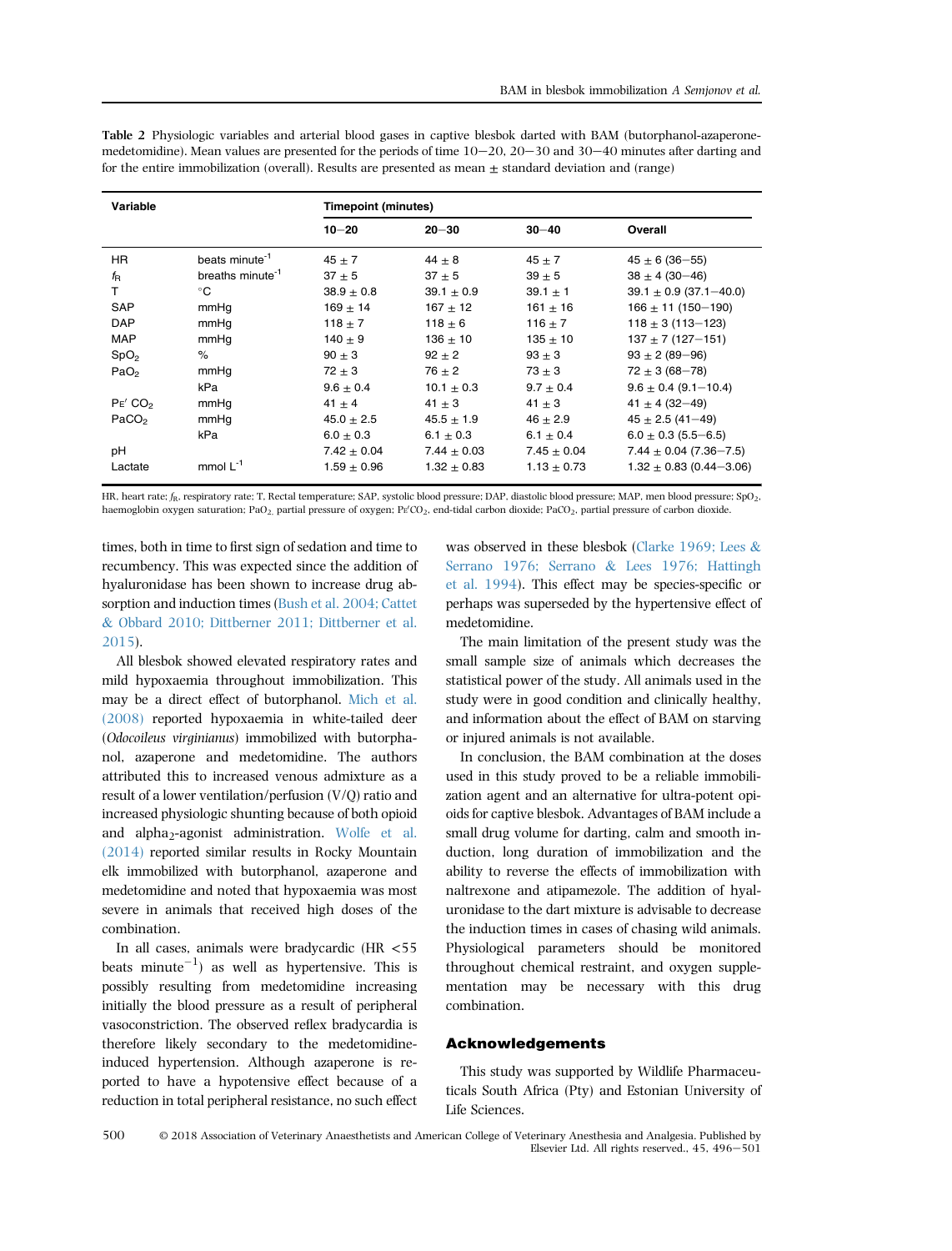**Table 2** Physiologic variables and arterial blood gases in captive blesbok darted with BAM (butorphanol-azaperone-medetomidine). Mean values are presented for the periods of time 10–20, 20–30 and 30–40 minutes after darting and for the entire immobilization (overall). Results are presented as mean ± standard deviation and (range)

| Variable | | Timepoint (minutes) | | | |
|---|---|---|---|---|---|
| | | 10–20 | 20–30 | 30–40 | Overall |
| HR | beats minute$^{-1}$ | 45 ± 7 | 44 ± 8 | 45 ± 7 | 45 ± 6 (36–55) |
| $f_R$ | breaths minute$^{-1}$ | 37 ± 5 | 37 ± 5 | 39 ± 5 | 38 ± 4 (30–46) |
| T | °C | 38.9 ± 0.8 | 39.1 ± 0.9 | 39.1 ± 1 | 39.1 ± 0.9 (37.1–40.0) |
| SAP | mmHg | 169 ± 14 | 167 ± 12 | 161 ± 16 | 166 ± 11 (150–190) |
| DAP | mmHg | 118 ± 7 | 118 ± 6 | 116 ± 7 | 118 ± 3 (113–123) |
| MAP | mmHg | 140 ± 9 | 136 ± 10 | 135 ± 10 | 137 ± 7 (127–151) |
| $SpO_2$ | % | 90 ± 3 | 92 ± 2 | 93 ± 3 | 93 ± 2 (89–96) |
| $PaO_2$ | mmHg | 72 ± 3 | 76 ± 2 | 73 ± 3 | 72 ± 3 (68–78) |
| | kPa | 9.6 ± 0.4 | 10.1 ± 0.3 | 9.7 ± 0.4 | 9.6 ± 0.4 (9.1–10.4) |
| $P_{E'}CO_2$ | mmHg | 41 ± 4 | 41 ± 3 | 41 ± 3 | 41 ± 4 (32–49) |
| $PaCO_2$ | mmHg | 45.0 ± 2.5 | 45.5 ± 1.9 | 46 ± 2.9 | 45 ± 2.5 (41–49) |
| | kPa | 6.0 ± 0.3 | 6.1 ± 0.3 | 6.1 ± 0.4 | 6.0 ± 0.3 (5.5–6.5) |
| pH | | 7.42 ± 0.04 | 7.44 ± 0.03 | 7.45 ± 0.04 | 7.44 ± 0.04 (7.36–7.5) |
| Lactate | mmol L$^{-1}$ | 1.59 ± 0.96 | 1.32 ± 0.83 | 1.13 ± 0.73 | 1.32 ± 0.83 (0.44–3.06) |

HR, heart rate; $f_R$, respiratory rate; T, Rectal temperature; SAP, systolic blood pressure; DAP, diastolic blood pressure; MAP, men blood pressure; $SpO_2$, haemoglobin oxygen saturation; $PaO_2$, partial pressure of oxygen; $P_{E'}CO_2$, end-tidal carbon dioxide; $PaCO_2$, partial pressure of carbon dioxide.

times, both in time to first sign of sedation and time to recumbency. This was expected since the addition of hyaluronidase has been shown to increase drug absorption and induction times (Bush et al. 2004; Cattet & Obbard 2010; Dittberner 2011; Dittberner et al. 2015).

All blesbok showed elevated respiratory rates and mild hypoxaemia throughout immobilization. This may be a direct effect of butorphanol. Mich et al. (2008) reported hypoxaemia in white-tailed deer (*Odocoileus virginianus*) immobilized with butorphanol, azaperone and medetomidine. The authors attributed this to increased venous admixture as a result of a lower ventilation/perfusion (V/Q) ratio and increased physiologic shunting because of both opioid and alpha$_2$-agonist administration. Wolfe et al. (2014) reported similar results in Rocky Mountain elk immobilized with butorphanol, azaperone and medetomidine and noted that hypoxaemia was most severe in animals that received high doses of the combination.

In all cases, animals were bradycardic (HR <55 beats minute$^{-1}$) as well as hypertensive. This is possibly resulting from medetomidine increasing initially the blood pressure as a result of peripheral vasoconstriction. The observed reflex bradycardia is therefore likely secondary to the medetomidine-induced hypertension. Although azaperone is reported to have a hypotensive effect because of a reduction in total peripheral resistance, no such effect was observed in these blesbok (Clarke 1969; Lees & Serrano 1976; Serrano & Lees 1976; Hattingh et al. 1994). This effect may be species-specific or perhaps was superseded by the hypertensive effect of medetomidine.

The main limitation of the present study was the small sample size of animals which decreases the statistical power of the study. All animals used in the study were in good condition and clinically healthy, and information about the effect of BAM on starving or injured animals is not available.

In conclusion, the BAM combination at the doses used in this study proved to be a reliable immobilization agent and an alternative for ultra-potent opioids for captive blesbok. Advantages of BAM include a small drug volume for darting, calm and smooth induction, long duration of immobilization and the ability to reverse the effects of immobilization with naltrexone and atipamezole. The addition of hyaluronidase to the dart mixture is advisable to decrease the induction times in cases of chasing wild animals. Physiological parameters should be monitored throughout chemical restraint, and oxygen supplementation may be necessary with this drug combination.

## Acknowledgements

This study was supported by Wildlife Pharmaceuticals South Africa (Pty) and Estonian University of Life Sciences.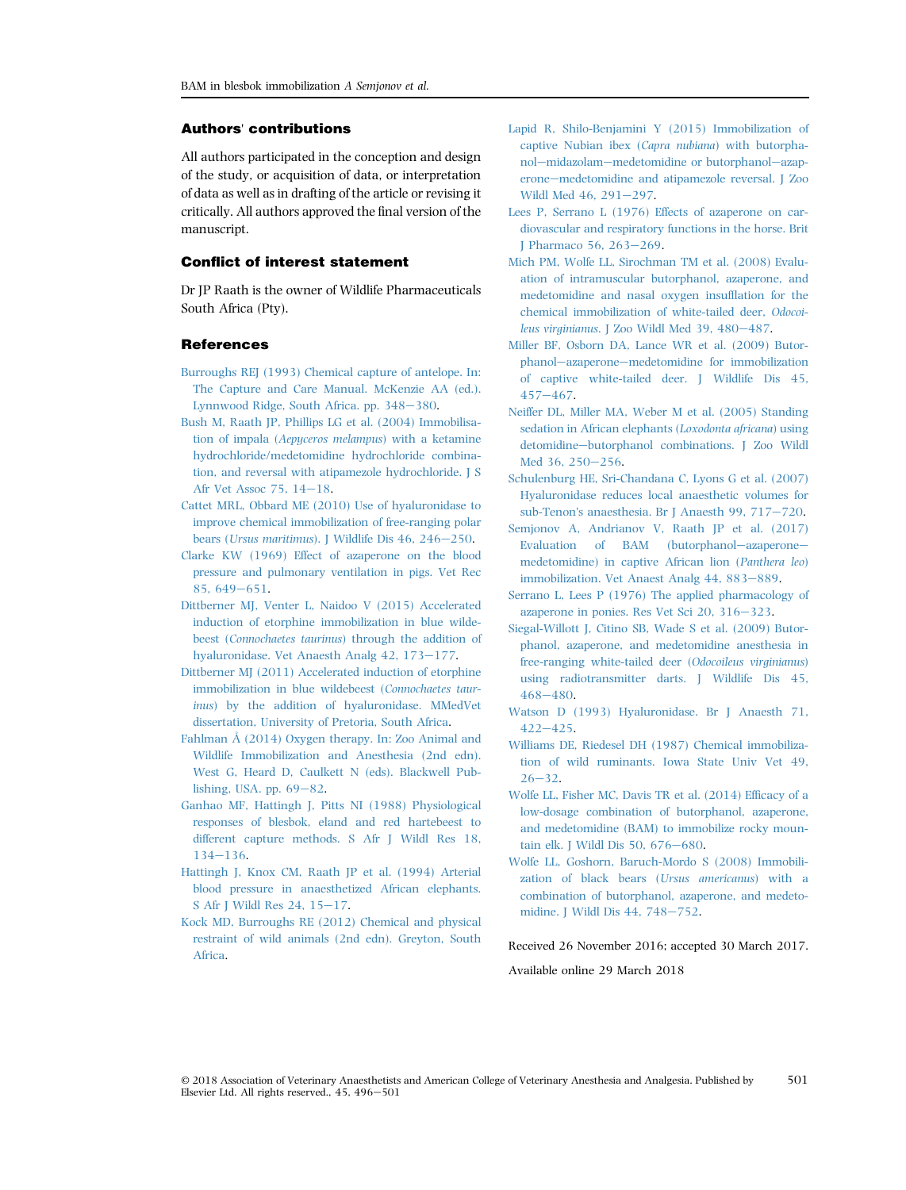## Authors' contributions

All authors participated in the conception and design of the study, or acquisition of data, or interpretation of data as well as in drafting of the article or revising it critically. All authors approved the final version of the manuscript.

## Conflict of interest statement

Dr JP Raath is the owner of Wildlife Pharmaceuticals South Africa (Pty).

## References

Burroughs REJ (1993) Chemical capture of antelope. In: The Capture and Care Manual. McKenzie AA (ed.). Lynnwood Ridge, South Africa. pp. 348−380.

Bush M, Raath JP, Phillips LG et al. (2004) Immobilisation of impala (*Aepyceros melampus*) with a ketamine hydrochloride/medetomidine hydrochloride combination, and reversal with atipamezole hydrochloride. J S Afr Vet Assoc 75, 14−18.

Cattet MRL, Obbard ME (2010) Use of hyaluronidase to improve chemical immobilization of free-ranging polar bears (*Ursus maritimus*). J Wildlife Dis 46, 246−250.

Clarke KW (1969) Effect of azaperone on the blood pressure and pulmonary ventilation in pigs. Vet Rec 85, 649−651.

Dittberner MJ, Venter L, Naidoo V (2015) Accelerated induction of etorphine immobilization in blue wildebeest (*Connochaetes taurinus*) through the addition of hyaluronidase. Vet Anaesth Analg 42, 173−177.

Dittberner MJ (2011) Accelerated induction of etorphine immobilization in blue wildebeest (*Connochaetes taurinus*) by the addition of hyaluronidase. MMedVet dissertation, University of Pretoria, South Africa.

Fahlman Å (2014) Oxygen therapy. In: Zoo Animal and Wildlife Immobilization and Anesthesia (2nd edn). West G, Heard D, Caulkett N (eds). Blackwell Publishing, USA. pp. 69−82.

Ganhao MF, Hattingh J, Pitts NI (1988) Physiological responses of blesbok, eland and red hartebeest to different capture methods. S Afr J Wildl Res 18, 134−136.

Hattingh J, Knox CM, Raath JP et al. (1994) Arterial blood pressure in anaesthetized African elephants. S Afr J Wildl Res 24, 15−17.

Kock MD, Burroughs RE (2012) Chemical and physical restraint of wild animals (2nd edn). Greyton, South Africa.

Lapid R, Shilo-Benjamini Y (2015) Immobilization of captive Nubian ibex (*Capra nubiana*) with butorphanol−midazolam−medetomidine or butorphanol−azaperone−medetomidine and atipamezole reversal. J Zoo Wildl Med 46, 291−297.

Lees P, Serrano L (1976) Effects of azaperone on cardiovascular and respiratory functions in the horse. Brit J Pharmaco 56, 263−269.

Mich PM, Wolfe LL, Sirochman TM et al. (2008) Evaluation of intramuscular butorphanol, azaperone, and medetomidine and nasal oxygen insufflation for the chemical immobilization of white-tailed deer, *Odocoileus virginianus*. J Zoo Wildl Med 39, 480−487.

Miller BF, Osborn DA, Lance WR et al. (2009) Butorphanol−azaperone−medetomidine for immobilization of captive white-tailed deer. J Wildlife Dis 45, 457−467.

Neiffer DL, Miller MA, Weber M et al. (2005) Standing sedation in African elephants (*Loxodonta africana*) using detomidine−butorphanol combinations. J Zoo Wildl Med 36, 250−256.

Schulenburg HE, Sri-Chandana C, Lyons G et al. (2007) Hyaluronidase reduces local anaesthetic volumes for sub-Tenon's anaesthesia. Br J Anaesth 99, 717−720.

Semjonov A, Andrianov V, Raath JP et al. (2017) Evaluation of BAM (butorphanol−azaperone−medetomidine) in captive African lion (*Panthera leo*) immobilization. Vet Anaest Analg 44, 883−889.

Serrano L, Lees P (1976) The applied pharmacology of azaperone in ponies. Res Vet Sci 20, 316−323.

Siegal-Willott J, Citino SB, Wade S et al. (2009) Butorphanol, azaperone, and medetomidine anesthesia in free-ranging white-tailed deer (*Odocoileus virginianus*) using radiotransmitter darts. J Wildlife Dis 45, 468−480.

Watson D (1993) Hyaluronidase. Br J Anaesth 71, 422−425.

Williams DE, Riedesel DH (1987) Chemical immobilization of wild ruminants. Iowa State Univ Vet 49, 26−32.

Wolfe LL, Fisher MC, Davis TR et al. (2014) Efficacy of a low-dosage combination of butorphanol, azaperone, and medetomidine (BAM) to immobilize rocky mountain elk. J Wildl Dis 50, 676−680.

Wolfe LL, Goshorn, Baruch-Mordo S (2008) Immobilization of black bears (*Ursus americanus*) with a combination of butorphanol, azaperone, and medetomidine. J Wildl Dis 44, 748−752.

Received 26 November 2016; accepted 30 March 2017.

Available online 29 March 2018